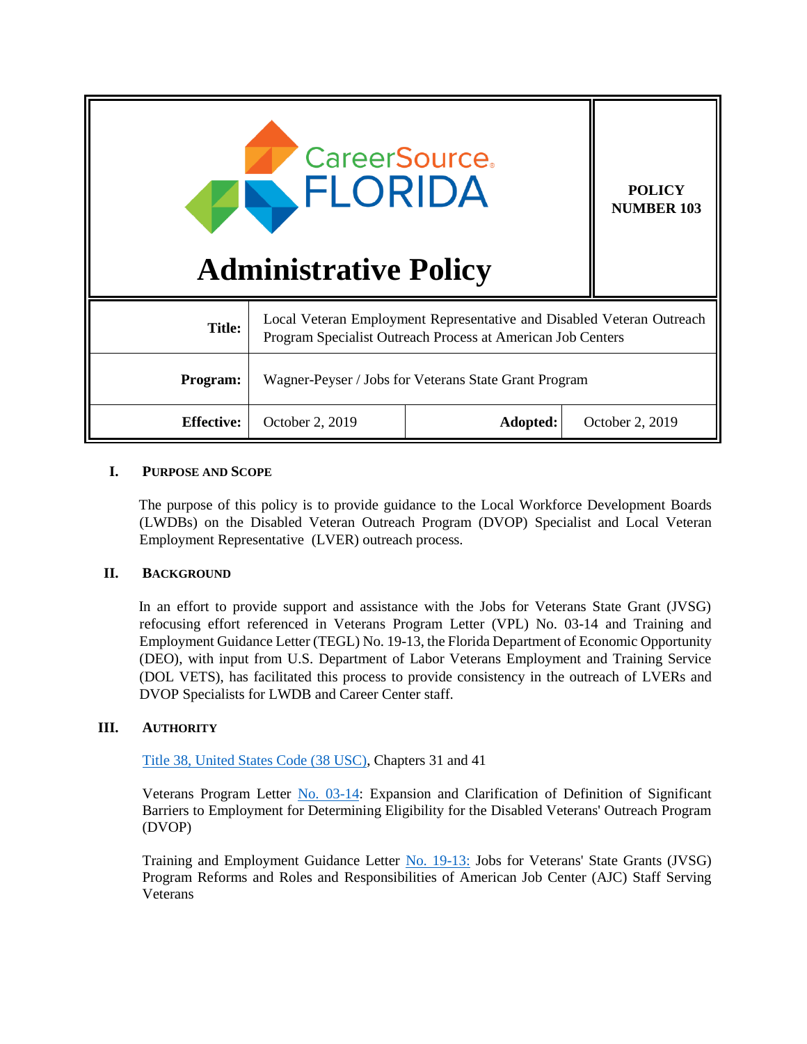| CareerSource FLORIDA Administrative Policy | | | POLICY NUMBER 103 |
|---|---|---|---|
| **Title:** | Local Veteran Employment Representative and Disabled Veteran Outreach Program Specialist Outreach Process at American Job Centers | | |
| **Program:** | Wagner-Peyser / Jobs for Veterans State Grant Program | | |
| **Effective:** | October 2, 2019 | **Adopted:** | October 2, 2019 |

## I. PURPOSE AND SCOPE

The purpose of this policy is to provide guidance to the Local Workforce Development Boards (LWDBs) on the Disabled Veteran Outreach Program (DVOP) Specialist and Local Veteran Employment Representative (LVER) outreach process.

## II. BACKGROUND

In an effort to provide support and assistance with the Jobs for Veterans State Grant (JVSG) refocusing effort referenced in Veterans Program Letter (VPL) No. 03-14 and Training and Employment Guidance Letter (TEGL) No. 19-13, the Florida Department of Economic Opportunity (DEO), with input from U.S. Department of Labor Veterans Employment and Training Service (DOL VETS), has facilitated this process to provide consistency in the outreach of LVERs and DVOP Specialists for LWDB and Career Center staff.

## III. AUTHORITY

Title 38, United States Code (38 USC), Chapters 31 and 41

Veterans Program Letter No. 03-14: Expansion and Clarification of Definition of Significant Barriers to Employment for Determining Eligibility for the Disabled Veterans' Outreach Program (DVOP)

Training and Employment Guidance Letter No. 19-13: Jobs for Veterans' State Grants (JVSG) Program Reforms and Roles and Responsibilities of American Job Center (AJC) Staff Serving Veterans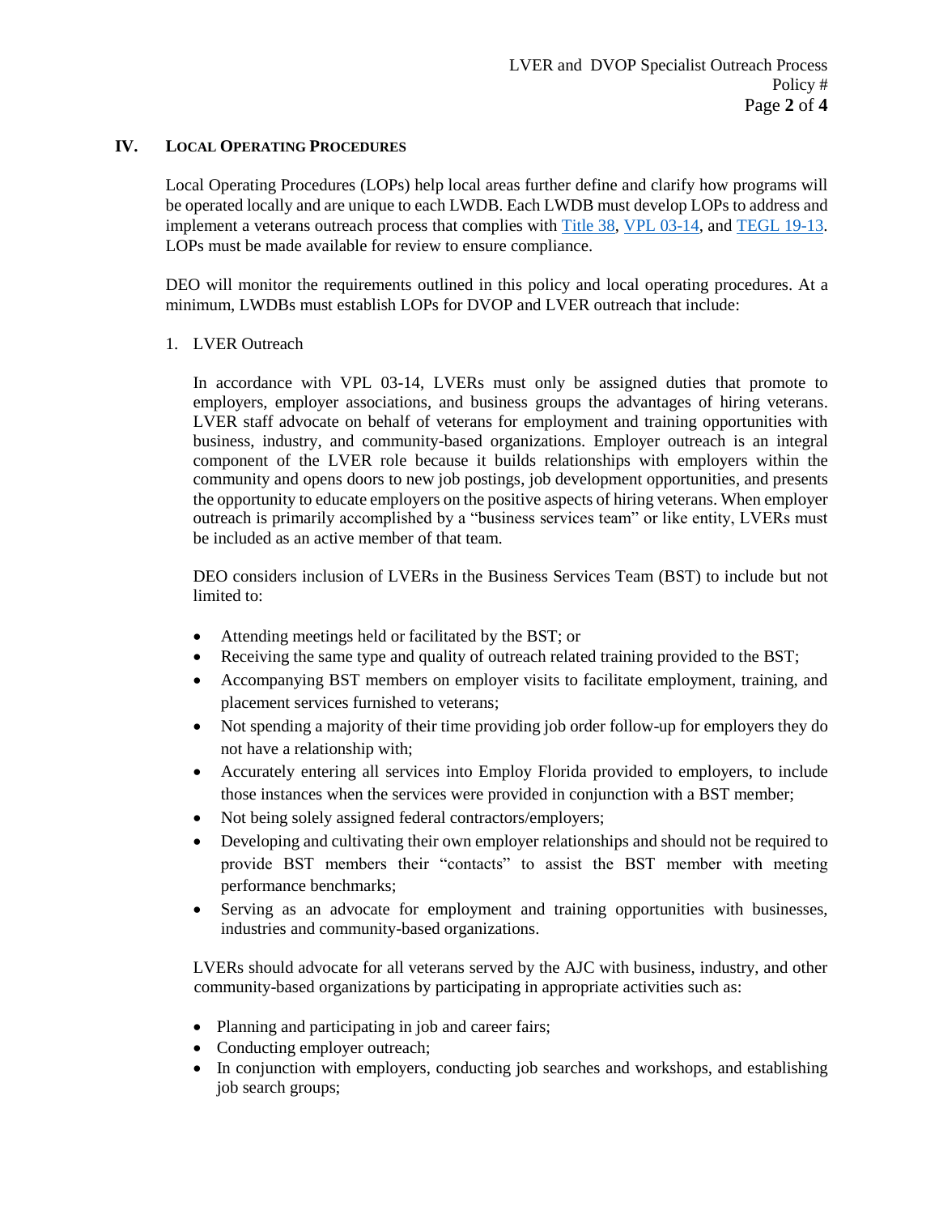## IV. Local Operating Procedures

Local Operating Procedures (LOPs) help local areas further define and clarify how programs will be operated locally and are unique to each LWDB. Each LWDB must develop LOPs to address and implement a veterans outreach process that complies with Title 38, VPL 03-14, and TEGL 19-13. LOPs must be made available for review to ensure compliance.

DEO will monitor the requirements outlined in this policy and local operating procedures. At a minimum, LWDBs must establish LOPs for DVOP and LVER outreach that include:

1. LVER Outreach

   In accordance with VPL 03-14, LVERs must only be assigned duties that promote to employers, employer associations, and business groups the advantages of hiring veterans. LVER staff advocate on behalf of veterans for employment and training opportunities with business, industry, and community-based organizations. Employer outreach is an integral component of the LVER role because it builds relationships with employers within the community and opens doors to new job postings, job development opportunities, and presents the opportunity to educate employers on the positive aspects of hiring veterans. When employer outreach is primarily accomplished by a "business services team" or like entity, LVERs must be included as an active member of that team.

   DEO considers inclusion of LVERs in the Business Services Team (BST) to include but not limited to:

   - Attending meetings held or facilitated by the BST; or
   - Receiving the same type and quality of outreach related training provided to the BST;
   - Accompanying BST members on employer visits to facilitate employment, training, and placement services furnished to veterans;
   - Not spending a majority of their time providing job order follow-up for employers they do not have a relationship with;
   - Accurately entering all services into Employ Florida provided to employers, to include those instances when the services were provided in conjunction with a BST member;
   - Not being solely assigned federal contractors/employers;
   - Developing and cultivating their own employer relationships and should not be required to provide BST members their "contacts" to assist the BST member with meeting performance benchmarks;
   - Serving as an advocate for employment and training opportunities with businesses, industries and community-based organizations.

   LVERs should advocate for all veterans served by the AJC with business, industry, and other community-based organizations by participating in appropriate activities such as:

   - Planning and participating in job and career fairs;
   - Conducting employer outreach;
   - In conjunction with employers, conducting job searches and workshops, and establishing job search groups;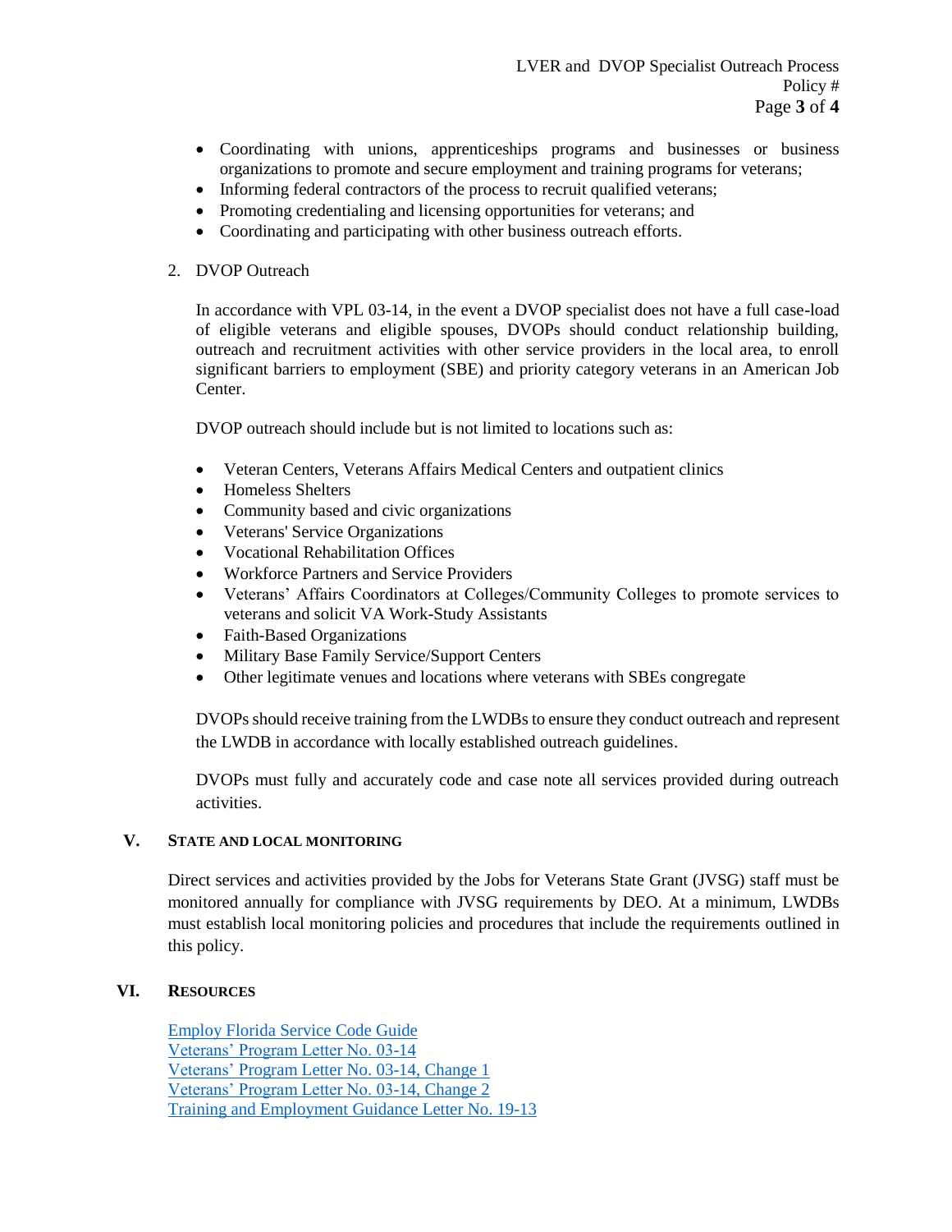- Coordinating with unions, apprenticeships programs and businesses or business organizations to promote and secure employment and training programs for veterans;
- Informing federal contractors of the process to recruit qualified veterans;
- Promoting credentialing and licensing opportunities for veterans; and
- Coordinating and participating with other business outreach efforts.

2. DVOP Outreach

In accordance with VPL 03-14, in the event a DVOP specialist does not have a full case-load of eligible veterans and eligible spouses, DVOPs should conduct relationship building, outreach and recruitment activities with other service providers in the local area, to enroll significant barriers to employment (SBE) and priority category veterans in an American Job Center.

DVOP outreach should include but is not limited to locations such as:

- Veteran Centers, Veterans Affairs Medical Centers and outpatient clinics
- Homeless Shelters
- Community based and civic organizations
- Veterans' Service Organizations
- Vocational Rehabilitation Offices
- Workforce Partners and Service Providers
- Veterans' Affairs Coordinators at Colleges/Community Colleges to promote services to veterans and solicit VA Work-Study Assistants
- Faith-Based Organizations
- Military Base Family Service/Support Centers
- Other legitimate venues and locations where veterans with SBEs congregate

DVOPs should receive training from the LWDBs to ensure they conduct outreach and represent the LWDB in accordance with locally established outreach guidelines.

DVOPs must fully and accurately code and case note all services provided during outreach activities.

## V. State and Local Monitoring

Direct services and activities provided by the Jobs for Veterans State Grant (JVSG) staff must be monitored annually for compliance with JVSG requirements by DEO. At a minimum, LWDBs must establish local monitoring policies and procedures that include the requirements outlined in this policy.

## VI. Resources

Employ Florida Service Code Guide
Veterans' Program Letter No. 03-14
Veterans' Program Letter No. 03-14, Change 1
Veterans' Program Letter No. 03-14, Change 2
Training and Employment Guidance Letter No. 19-13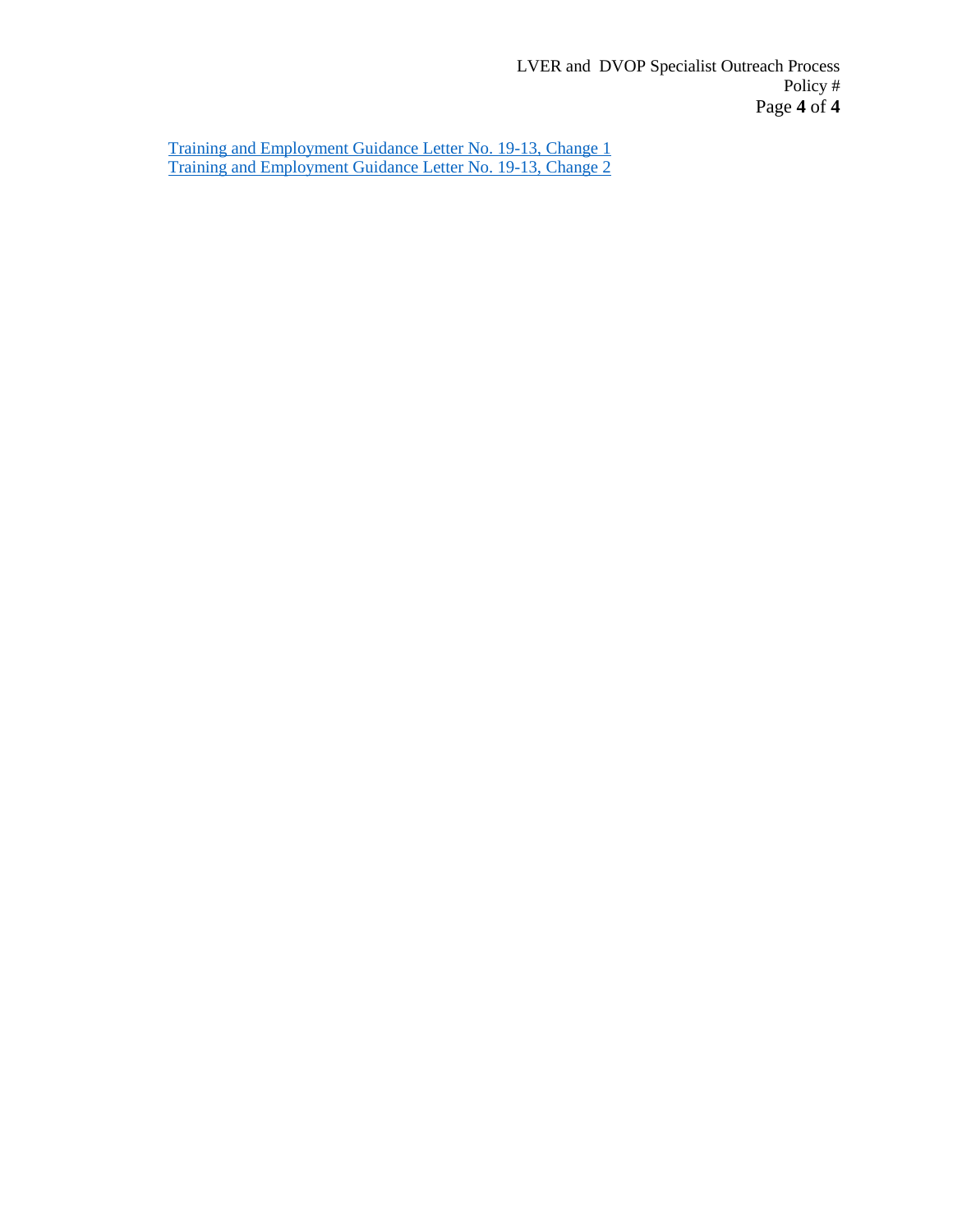Training and Employment Guidance Letter No. 19-13, Change 1
Training and Employment Guidance Letter No. 19-13, Change 2